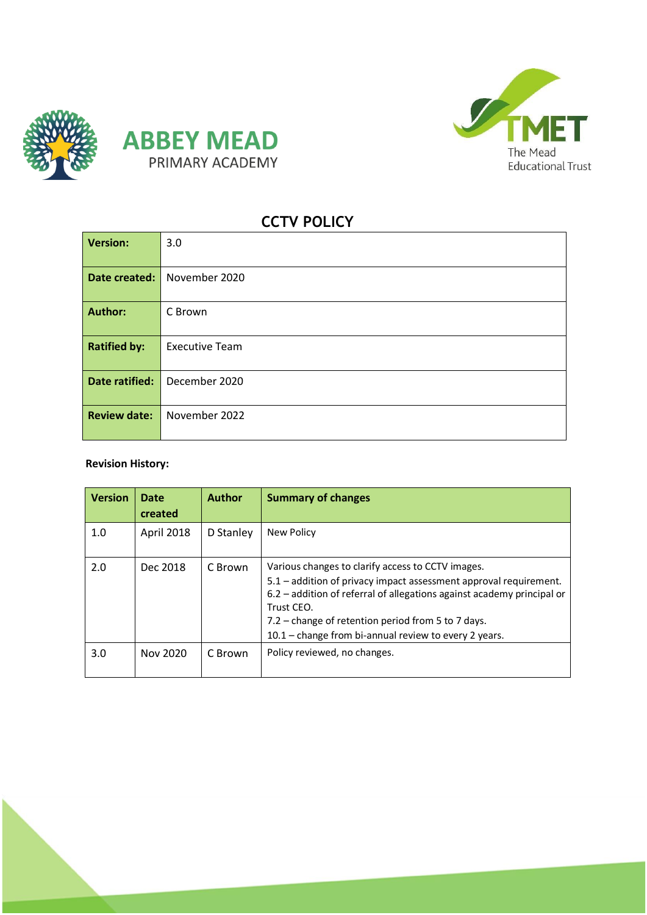ABBEY MEAD
PRIMARY ACADEMY

TMET
The Mead
Educational Trust

# CCTV POLICY

| **Version:** | 3.0 |
|---|---|
| **Date created:** | November 2020 |
| **Author:** | C Brown |
| **Ratified by:** | Executive Team |
| **Date ratified:** | December 2020 |
| **Review date:** | November 2022 |

**Revision History:**

| Version | Date created | Author | Summary of changes |
|---|---|---|---|
| 1.0 | April 2018 | D Stanley | New Policy |
| 2.0 | Dec 2018 | C Brown | Various changes to clarify access to CCTV images.<br>5.1 – addition of privacy impact assessment approval requirement.<br>6.2 – addition of referral of allegations against academy principal or Trust CEO.<br>7.2 – change of retention period from 5 to 7 days.<br>10.1 – change from bi-annual review to every 2 years. |
| 3.0 | Nov 2020 | C Brown | Policy reviewed, no changes. |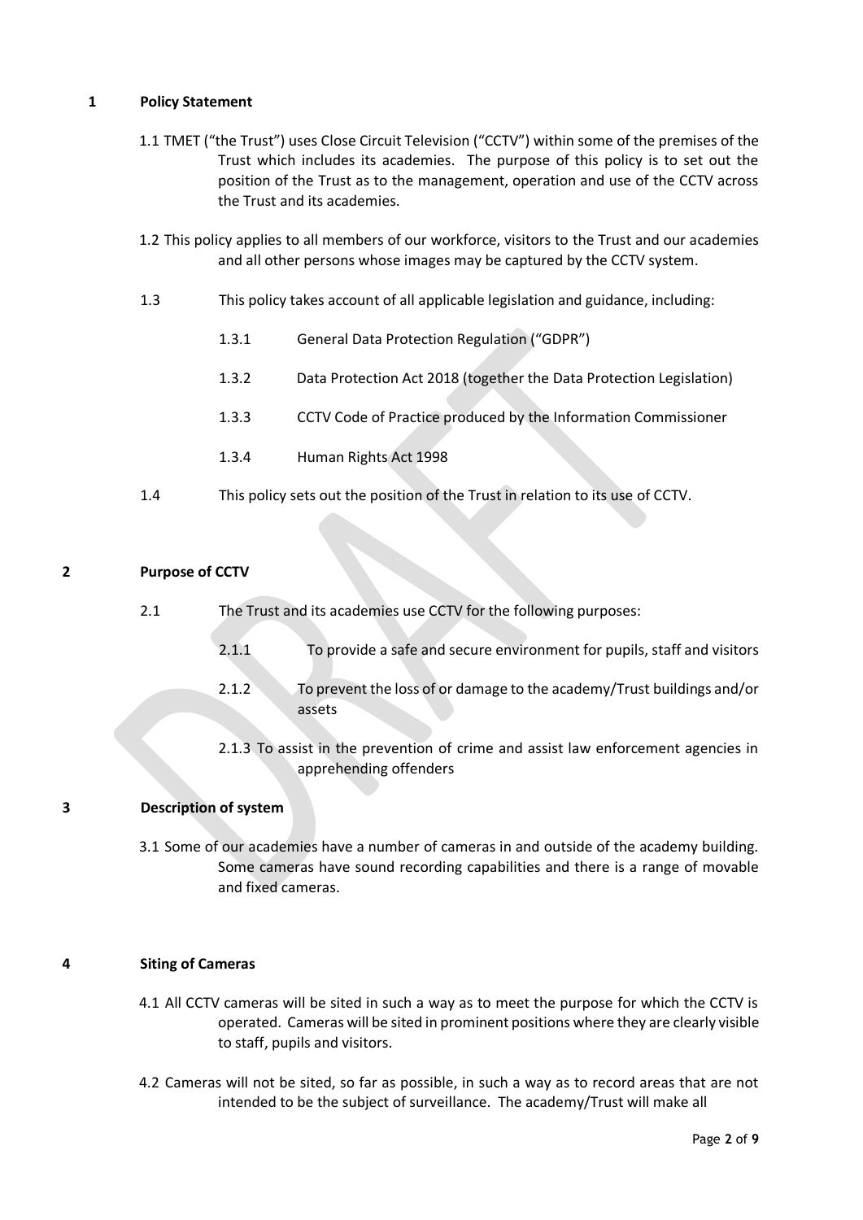## 1 Policy Statement

1.1 TMET ("the Trust") uses Close Circuit Television ("CCTV") within some of the premises of the Trust which includes its academies. The purpose of this policy is to set out the position of the Trust as to the management, operation and use of the CCTV across the Trust and its academies.

1.2 This policy applies to all members of our workforce, visitors to the Trust and our academies and all other persons whose images may be captured by the CCTV system.

1.3 This policy takes account of all applicable legislation and guidance, including:

1.3.1 General Data Protection Regulation ("GDPR")

1.3.2 Data Protection Act 2018 (together the Data Protection Legislation)

1.3.3 CCTV Code of Practice produced by the Information Commissioner

1.3.4 Human Rights Act 1998

1.4 This policy sets out the position of the Trust in relation to its use of CCTV.

## 2 Purpose of CCTV

2.1 The Trust and its academies use CCTV for the following purposes:

2.1.1 To provide a safe and secure environment for pupils, staff and visitors

2.1.2 To prevent the loss of or damage to the academy/Trust buildings and/or assets

2.1.3 To assist in the prevention of crime and assist law enforcement agencies in apprehending offenders

## 3 Description of system

3.1 Some of our academies have a number of cameras in and outside of the academy building. Some cameras have sound recording capabilities and there is a range of movable and fixed cameras.

## 4 Siting of Cameras

4.1 All CCTV cameras will be sited in such a way as to meet the purpose for which the CCTV is operated. Cameras will be sited in prominent positions where they are clearly visible to staff, pupils and visitors.

4.2 Cameras will not be sited, so far as possible, in such a way as to record areas that are not intended to be the subject of surveillance. The academy/Trust will make all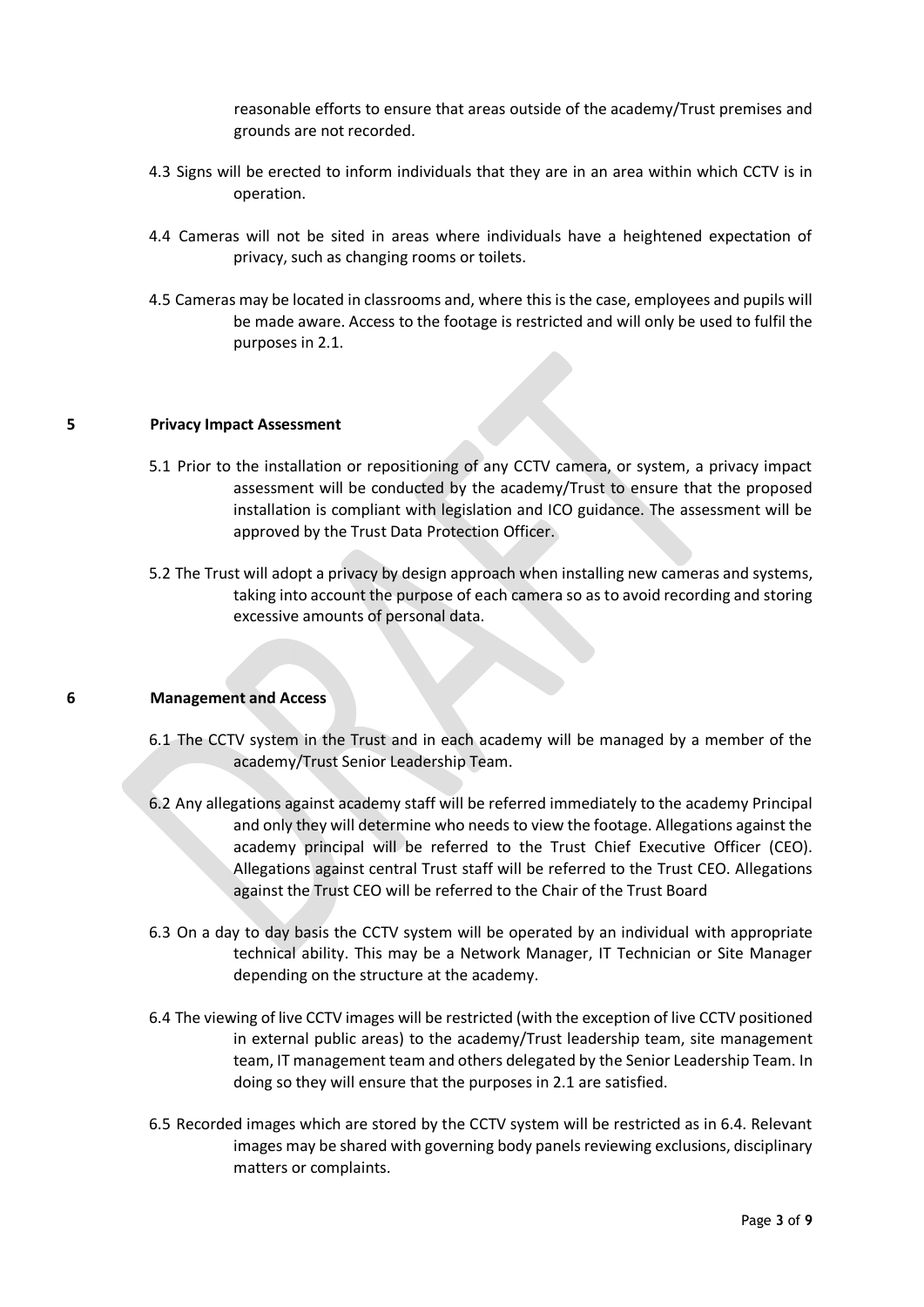reasonable efforts to ensure that areas outside of the academy/Trust premises and grounds are not recorded.

4.3 Signs will be erected to inform individuals that they are in an area within which CCTV is in operation.

4.4 Cameras will not be sited in areas where individuals have a heightened expectation of privacy, such as changing rooms or toilets.

4.5 Cameras may be located in classrooms and, where this is the case, employees and pupils will be made aware. Access to the footage is restricted and will only be used to fulfil the purposes in 2.1.

## 5 Privacy Impact Assessment

5.1 Prior to the installation or repositioning of any CCTV camera, or system, a privacy impact assessment will be conducted by the academy/Trust to ensure that the proposed installation is compliant with legislation and ICO guidance. The assessment will be approved by the Trust Data Protection Officer.

5.2 The Trust will adopt a privacy by design approach when installing new cameras and systems, taking into account the purpose of each camera so as to avoid recording and storing excessive amounts of personal data.

## 6 Management and Access

6.1 The CCTV system in the Trust and in each academy will be managed by a member of the academy/Trust Senior Leadership Team.

6.2 Any allegations against academy staff will be referred immediately to the academy Principal and only they will determine who needs to view the footage. Allegations against the academy principal will be referred to the Trust Chief Executive Officer (CEO). Allegations against central Trust staff will be referred to the Trust CEO. Allegations against the Trust CEO will be referred to the Chair of the Trust Board

6.3 On a day to day basis the CCTV system will be operated by an individual with appropriate technical ability. This may be a Network Manager, IT Technician or Site Manager depending on the structure at the academy.

6.4 The viewing of live CCTV images will be restricted (with the exception of live CCTV positioned in external public areas) to the academy/Trust leadership team, site management team, IT management team and others delegated by the Senior Leadership Team. In doing so they will ensure that the purposes in 2.1 are satisfied.

6.5 Recorded images which are stored by the CCTV system will be restricted as in 6.4. Relevant images may be shared with governing body panels reviewing exclusions, disciplinary matters or complaints.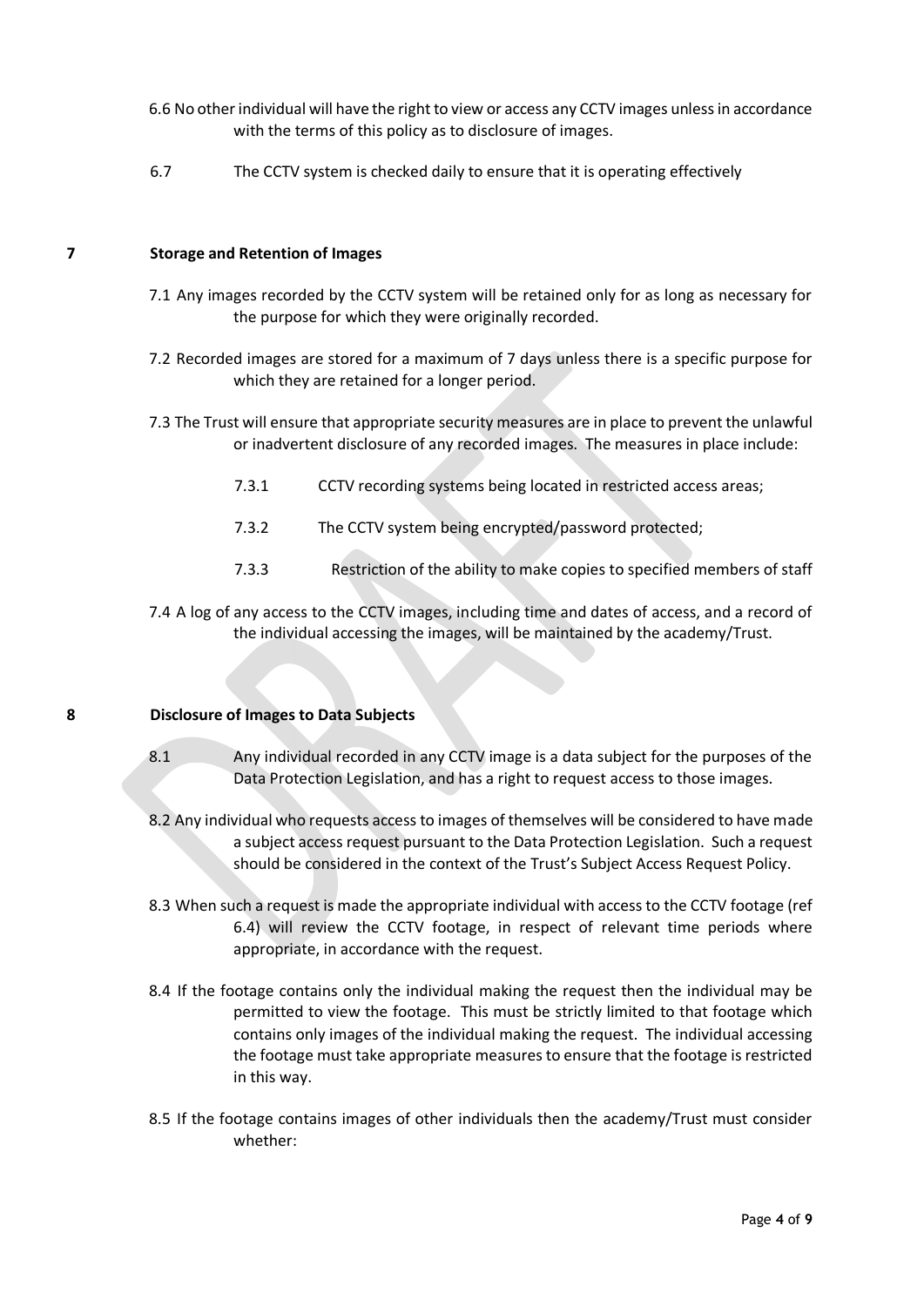6.6 No other individual will have the right to view or access any CCTV images unless in accordance with the terms of this policy as to disclosure of images.

6.7 The CCTV system is checked daily to ensure that it is operating effectively

## 7 Storage and Retention of Images

7.1 Any images recorded by the CCTV system will be retained only for as long as necessary for the purpose for which they were originally recorded.

7.2 Recorded images are stored for a maximum of 7 days unless there is a specific purpose for which they are retained for a longer period.

7.3 The Trust will ensure that appropriate security measures are in place to prevent the unlawful or inadvertent disclosure of any recorded images. The measures in place include:

- 7.3.1 CCTV recording systems being located in restricted access areas;
- 7.3.2 The CCTV system being encrypted/password protected;
- 7.3.3 Restriction of the ability to make copies to specified members of staff

7.4 A log of any access to the CCTV images, including time and dates of access, and a record of the individual accessing the images, will be maintained by the academy/Trust.

## 8 Disclosure of Images to Data Subjects

8.1 Any individual recorded in any CCTV image is a data subject for the purposes of the Data Protection Legislation, and has a right to request access to those images.

8.2 Any individual who requests access to images of themselves will be considered to have made a subject access request pursuant to the Data Protection Legislation. Such a request should be considered in the context of the Trust's Subject Access Request Policy.

8.3 When such a request is made the appropriate individual with access to the CCTV footage (ref 6.4) will review the CCTV footage, in respect of relevant time periods where appropriate, in accordance with the request.

8.4 If the footage contains only the individual making the request then the individual may be permitted to view the footage. This must be strictly limited to that footage which contains only images of the individual making the request. The individual accessing the footage must take appropriate measures to ensure that the footage is restricted in this way.

8.5 If the footage contains images of other individuals then the academy/Trust must consider whether: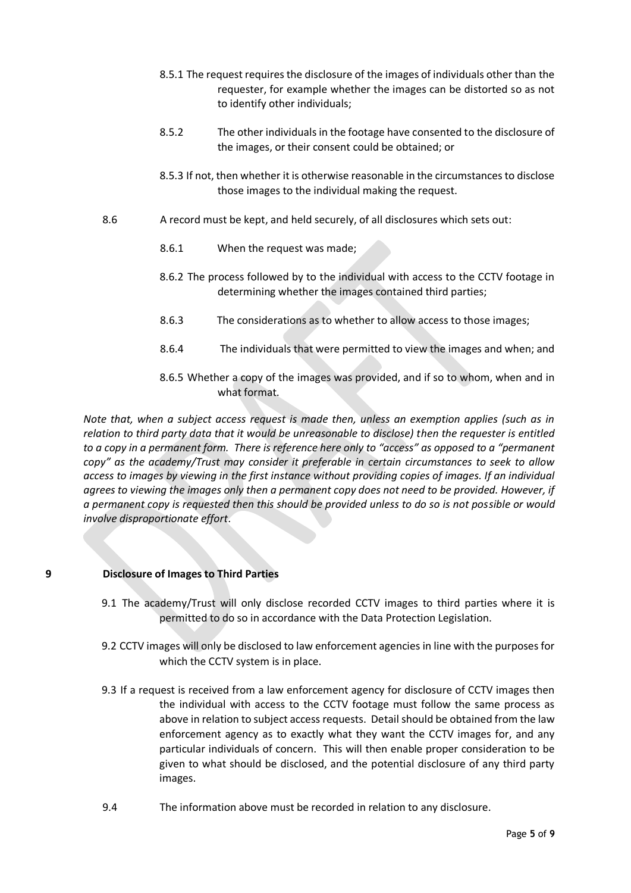8.5.1 The request requires the disclosure of the images of individuals other than the requester, for example whether the images can be distorted so as not to identify other individuals;

8.5.2 The other individuals in the footage have consented to the disclosure of the images, or their consent could be obtained; or

8.5.3 If not, then whether it is otherwise reasonable in the circumstances to disclose those images to the individual making the request.

8.6 A record must be kept, and held securely, of all disclosures which sets out:

8.6.1 When the request was made;

8.6.2 The process followed by to the individual with access to the CCTV footage in determining whether the images contained third parties;

8.6.3 The considerations as to whether to allow access to those images;

8.6.4 The individuals that were permitted to view the images and when; and

8.6.5 Whether a copy of the images was provided, and if so to whom, when and in what format.

*Note that, when a subject access request is made then, unless an exemption applies (such as in relation to third party data that it would be unreasonable to disclose) then the requester is entitled to a copy in a permanent form. There is reference here only to "access" as opposed to a "permanent copy" as the academy/Trust may consider it preferable in certain circumstances to seek to allow access to images by viewing in the first instance without providing copies of images. If an individual agrees to viewing the images only then a permanent copy does not need to be provided. However, if a permanent copy is requested then this should be provided unless to do so is not possible or would involve disproportionate effort.*

## 9 Disclosure of Images to Third Parties

9.1 The academy/Trust will only disclose recorded CCTV images to third parties where it is permitted to do so in accordance with the Data Protection Legislation.

9.2 CCTV images will only be disclosed to law enforcement agencies in line with the purposes for which the CCTV system is in place.

9.3 If a request is received from a law enforcement agency for disclosure of CCTV images then the individual with access to the CCTV footage must follow the same process as above in relation to subject access requests. Detail should be obtained from the law enforcement agency as to exactly what they want the CCTV images for, and any particular individuals of concern. This will then enable proper consideration to be given to what should be disclosed, and the potential disclosure of any third party images.

9.4 The information above must be recorded in relation to any disclosure.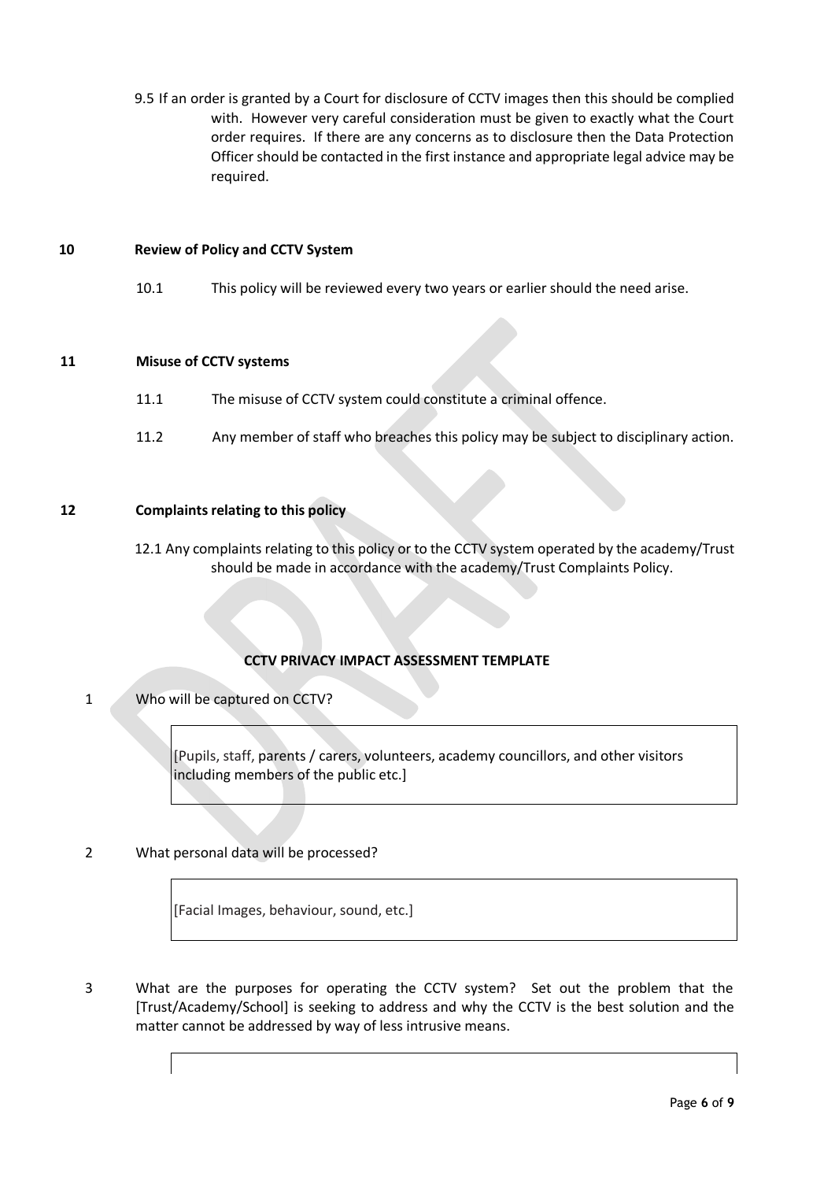9.5 If an order is granted by a Court for disclosure of CCTV images then this should be complied with. However very careful consideration must be given to exactly what the Court order requires. If there are any concerns as to disclosure then the Data Protection Officer should be contacted in the first instance and appropriate legal advice may be required.

## 10 Review of Policy and CCTV System

10.1 This policy will be reviewed every two years or earlier should the need arise.

## 11 Misuse of CCTV systems

11.1 The misuse of CCTV system could constitute a criminal offence.

11.2 Any member of staff who breaches this policy may be subject to disciplinary action.

## 12 Complaints relating to this policy

12.1 Any complaints relating to this policy or to the CCTV system operated by the academy/Trust should be made in accordance with the academy/Trust Complaints Policy.

## CCTV PRIVACY IMPACT ASSESSMENT TEMPLATE

1 Who will be captured on CCTV?

> [Pupils, staff, parents / carers, volunteers, academy councillors, and other visitors including members of the public etc.]

2 What personal data will be processed?

> [Facial Images, behaviour, sound, etc.]

3 What are the purposes for operating the CCTV system? Set out the problem that the [Trust/Academy/School] is seeking to address and why the CCTV is the best solution and the matter cannot be addressed by way of less intrusive means.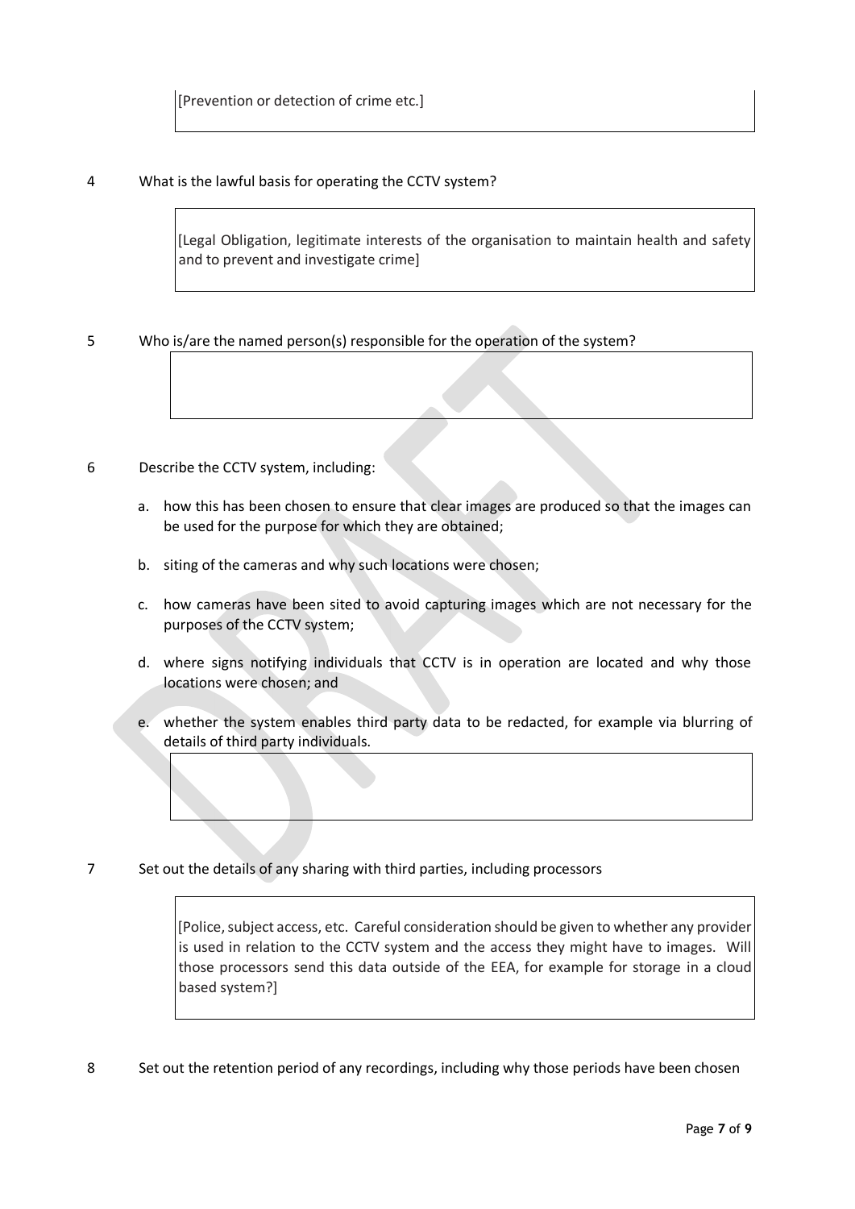[Prevention or detection of crime etc.]

4 What is the lawful basis for operating the CCTV system?

> [Legal Obligation, legitimate interests of the organisation to maintain health and safety and to prevent and investigate crime]

5 Who is/are the named person(s) responsible for the operation of the system?

6 Describe the CCTV system, including:

a. how this has been chosen to ensure that clear images are produced so that the images can be used for the purpose for which they are obtained;

b. siting of the cameras and why such locations were chosen;

c. how cameras have been sited to avoid capturing images which are not necessary for the purposes of the CCTV system;

d. where signs notifying individuals that CCTV is in operation are located and why those locations were chosen; and

e. whether the system enables third party data to be redacted, for example via blurring of details of third party individuals.

7 Set out the details of any sharing with third parties, including processors

> [Police, subject access, etc. Careful consideration should be given to whether any provider is used in relation to the CCTV system and the access they might have to images. Will those processors send this data outside of the EEA, for example for storage in a cloud based system?]

8 Set out the retention period of any recordings, including why those periods have been chosen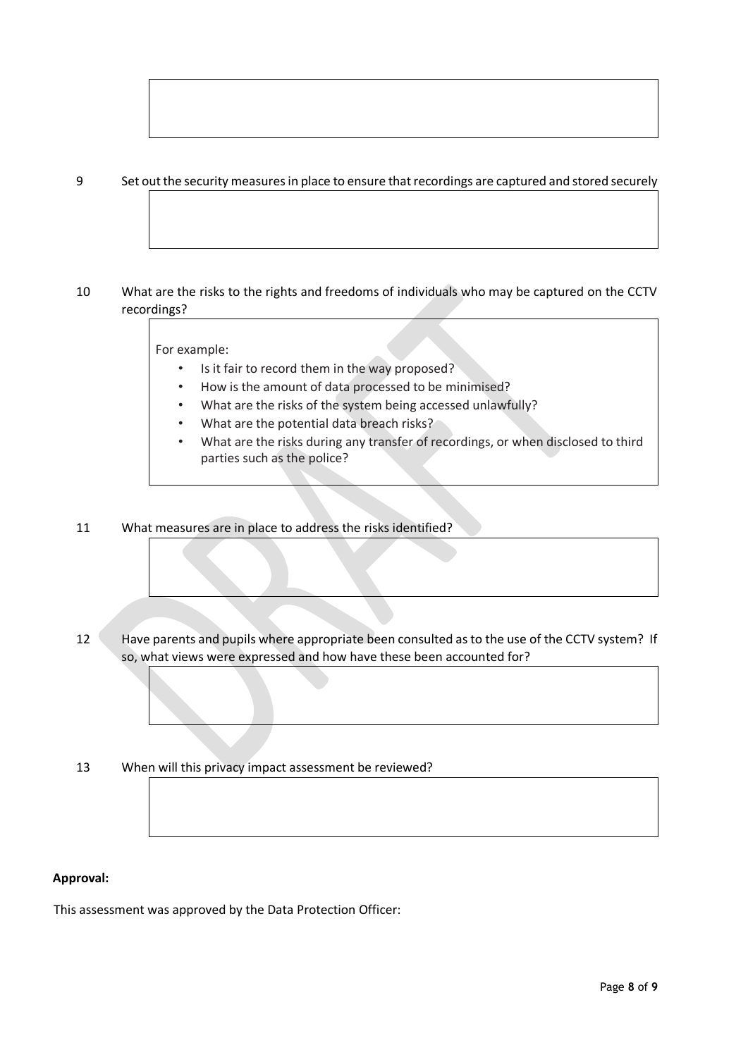9 Set out the security measures in place to ensure that recordings are captured and stored securely

10 What are the risks to the rights and freedoms of individuals who may be captured on the CCTV recordings?

For example:

- Is it fair to record them in the way proposed?
- How is the amount of data processed to be minimised?
- What are the risks of the system being accessed unlawfully?
- What are the potential data breach risks?
- What are the risks during any transfer of recordings, or when disclosed to third parties such as the police?

11 What measures are in place to address the risks identified?

12 Have parents and pupils where appropriate been consulted as to the use of the CCTV system? If so, what views were expressed and how have these been accounted for?

13 When will this privacy impact assessment be reviewed?

**Approval:**

This assessment was approved by the Data Protection Officer: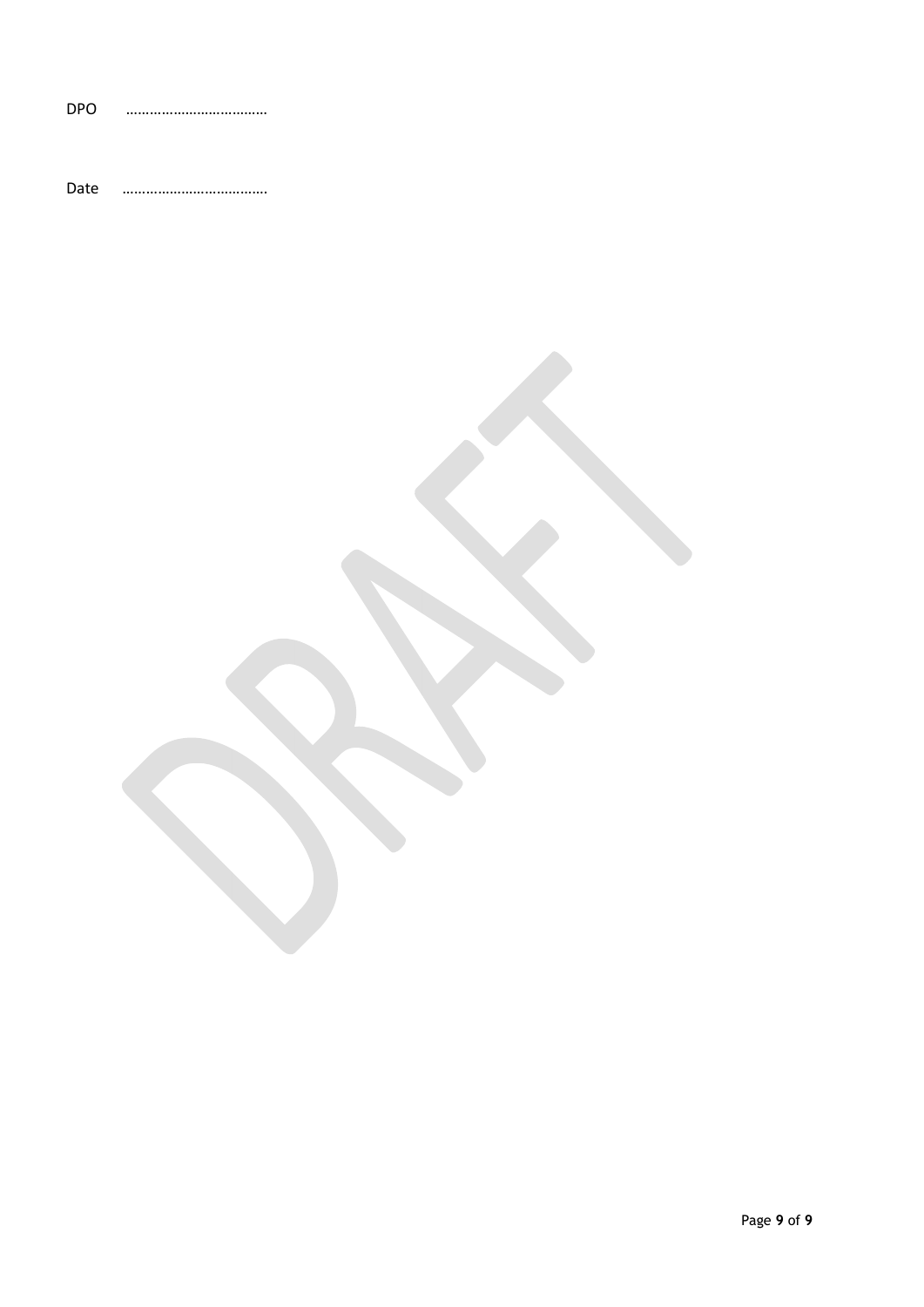DPO ………………………………

Date ……………………………….